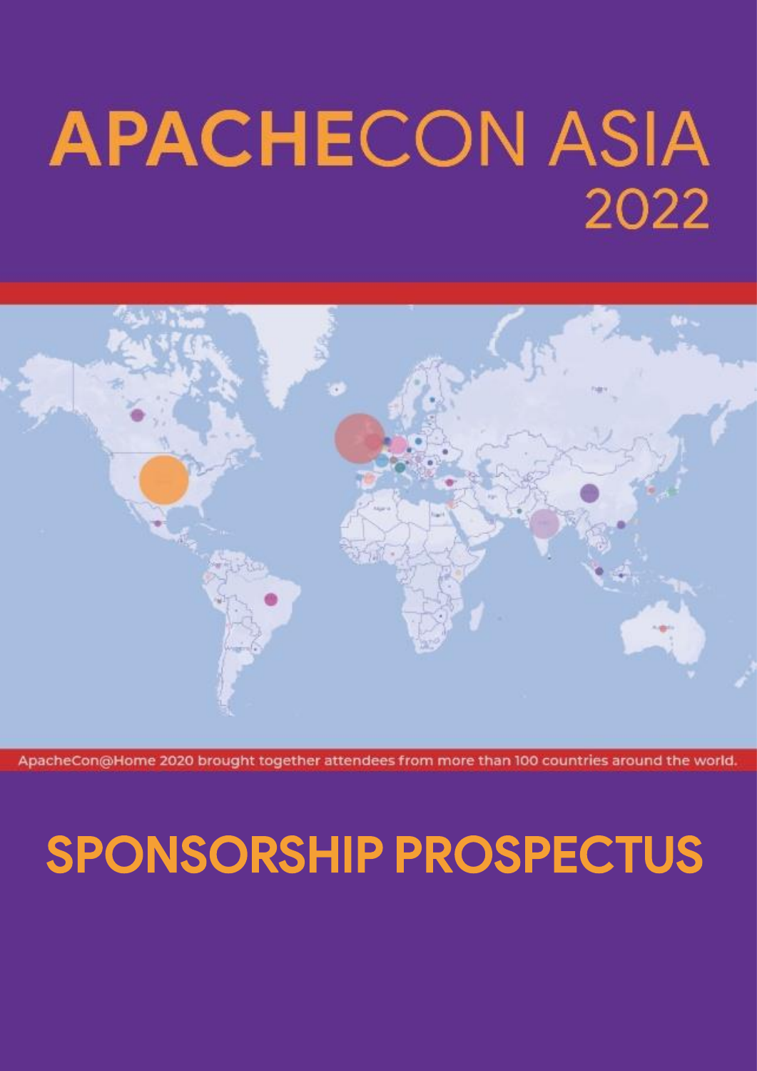# APACHECON ASIA 2022

ApacheCon@Home 2020 brought together attendees from more than 100 countries around the world.

# SPONSORSHIP PROSPECTUS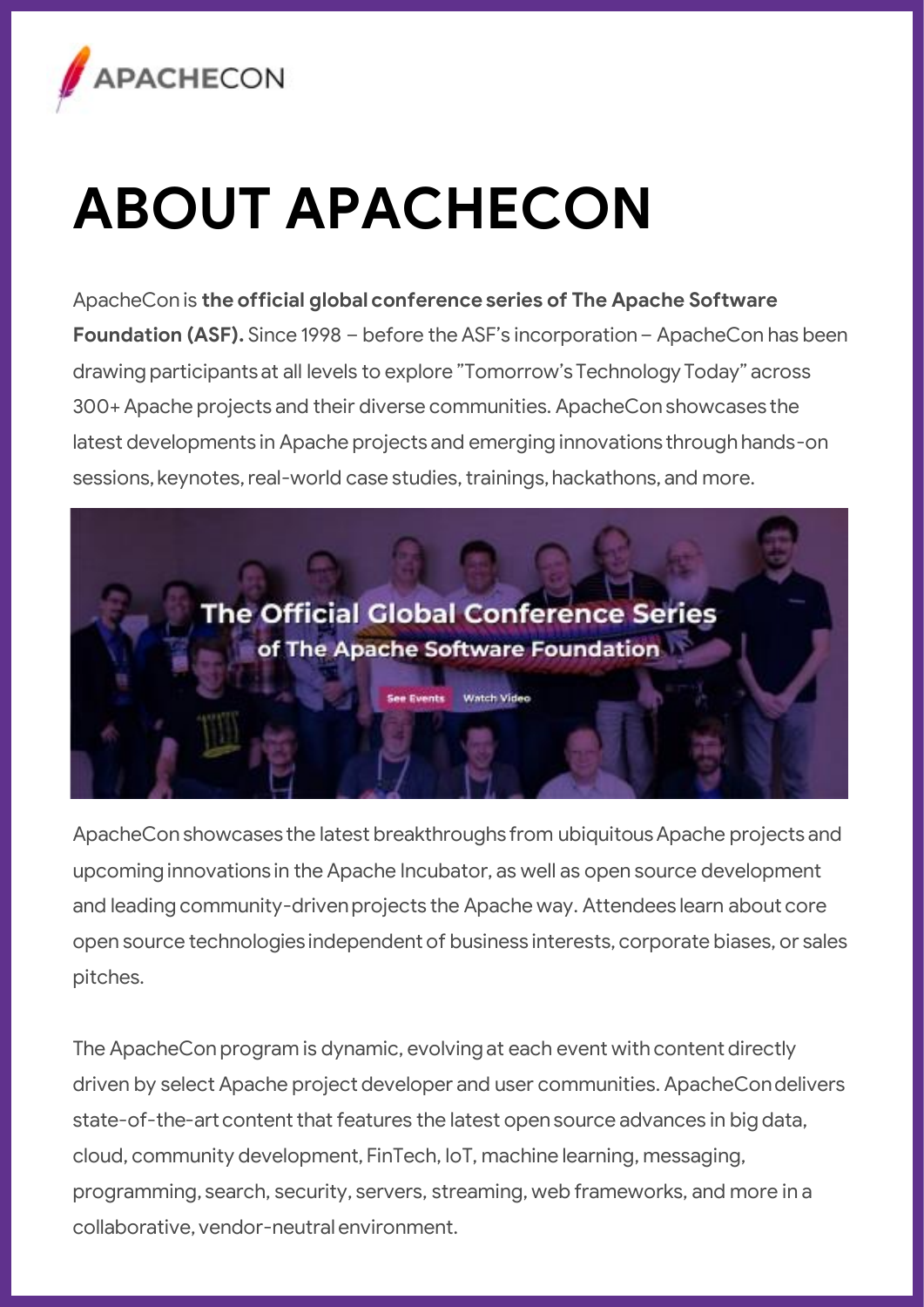APACHECON

# ABOUT APACHECON

ApacheCon is **the official global conference series of The Apache Software Foundation (ASF).** Since 1998 – before the ASF's incorporation – ApacheCon has been drawing participants at all levels to explore "Tomorrow's Technology Today" across 300+ Apache projects and their diverse communities. ApacheCon showcases the latest developments in Apache projects and emerging innovations through hands-on sessions, keynotes, real-world case studies, trainings, hackathons, and more.

ApacheCon showcases the latest breakthroughs from ubiquitous Apache projects and upcoming innovations in the Apache Incubator, as well as open source development and leading community-driven projects the Apache way. Attendees learn about core open source technologies independent of business interests, corporate biases, or sales pitches.

The ApacheCon program is dynamic, evolving at each event with content directly driven by select Apache project developer and user communities. ApacheCon delivers state-of-the-art content that features the latest open source advances in big data, cloud, community development, FinTech, IoT, machine learning, messaging, programming, search, security, servers, streaming, web frameworks, and more in a collaborative, vendor-neutral environment.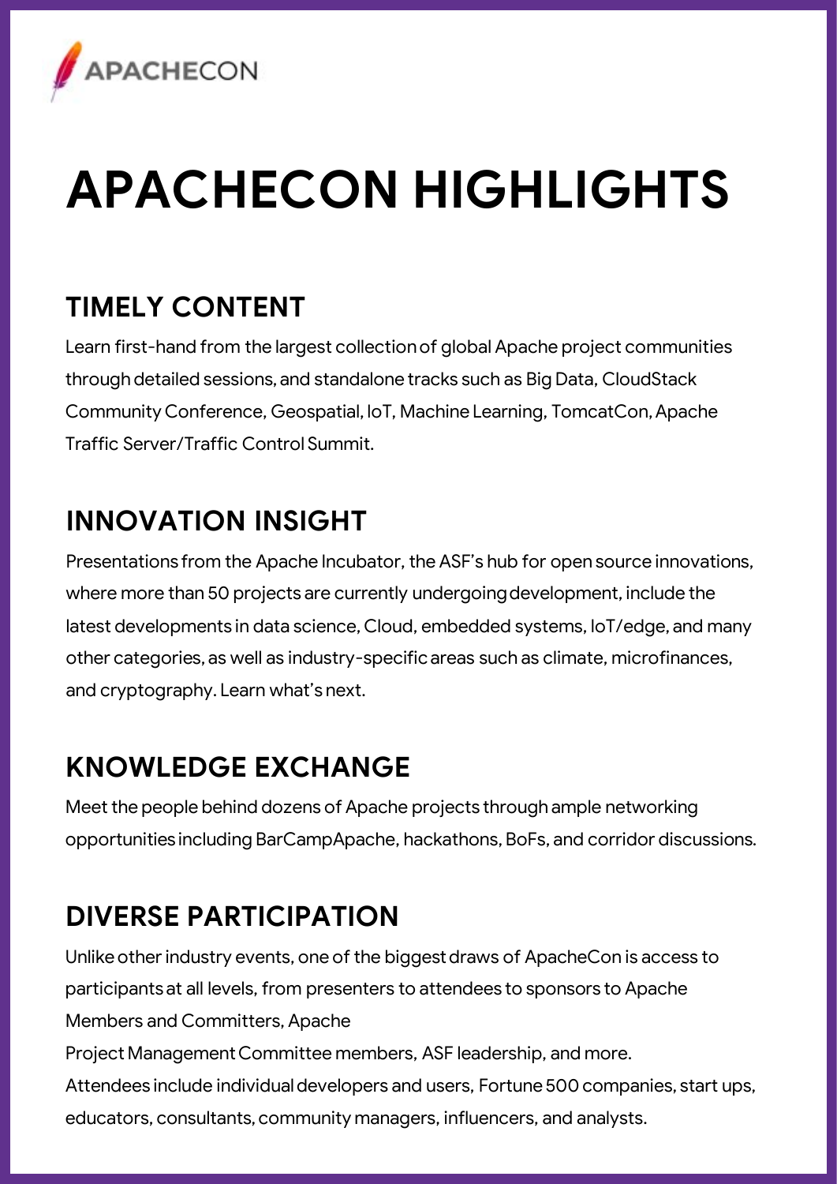APACHECON

# APACHECON HIGHLIGHTS

## TIMELY CONTENT

Learn first-hand from the largest collection of global Apache project communities through detailed sessions, and standalone tracks such as Big Data, CloudStack Community Conference, Geospatial, IoT, Machine Learning, TomcatCon, Apache Traffic Server/Traffic Control Summit.

## INNOVATION INSIGHT

Presentations from the Apache Incubator, the ASF's hub for open source innovations, where more than 50 projects are currently undergoing development, include the latest developments in data science, Cloud, embedded systems, IoT/edge, and many other categories, as well as industry-specific areas such as climate, microfinances, and cryptography. Learn what's next.

## KNOWLEDGE EXCHANGE

Meet the people behind dozens of Apache projects through ample networking opportunities including BarCampApache, hackathons, BoFs, and corridor discussions.

## DIVERSE PARTICIPATION

Unlike other industry events, one of the biggest draws of ApacheCon is access to participants at all levels, from presenters to attendees to sponsors to Apache Members and Committers, Apache Project Management Committee members, ASF leadership, and more.

Attendees include individual developers and users, Fortune 500 companies, start ups, educators, consultants, community managers, influencers, and analysts.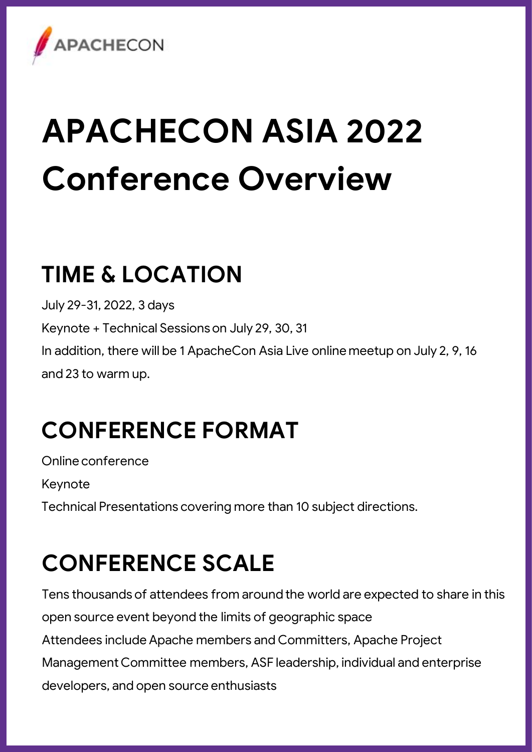APACHECON

# APACHECON ASIA 2022 Conference Overview

## TIME & LOCATION

July 29-31, 2022, 3 days

Keynote + Technical Sessions on July 29, 30, 31

In addition, there will be 1 ApacheCon Asia Live online meetup on July 2, 9, 16 and 23 to warm up.

## CONFERENCE FORMAT

Online conference

Keynote

Technical Presentations covering more than 10 subject directions.

## CONFERENCE SCALE

Tens thousands of attendees from around the world are expected to share in this open source event beyond the limits of geographic space

Attendees include Apache members and Committers, Apache Project Management Committee members, ASF leadership, individual and enterprise developers, and open source enthusiasts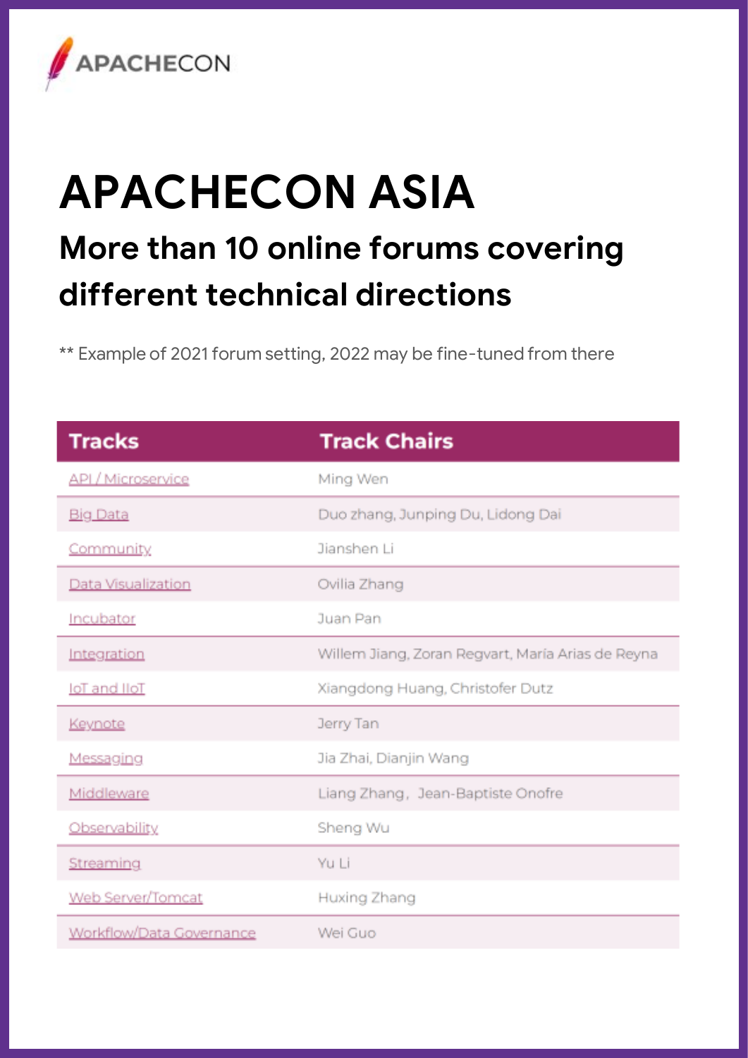APACHECON

# APACHECON ASIA

## More than 10 online forums covering different technical directions

** Example of 2021 forum setting, 2022 may be fine-tuned from there

| Tracks | Track Chairs |
| --- | --- |
| API / Microservice | Ming Wen |
| Big Data | Duo zhang, Junping Du, Lidong Dai |
| Community | Jianshen Li |
| Data Visualization | Ovilia Zhang |
| Incubator | Juan Pan |
| Integration | Willem Jiang, Zoran Regvart, María Arias de Reyna |
| IoT and IIoT | Xiangdong Huang, Christofer Dutz |
| Keynote | Jerry Tan |
| Messaging | Jia Zhai, Dianjin Wang |
| Middleware | Liang Zhang，Jean-Baptiste Onofre |
| Observability | Sheng Wu |
| Streaming | Yu Li |
| Web Server/Tomcat | Huxing Zhang |
| Workflow/Data Governance | Wei Guo |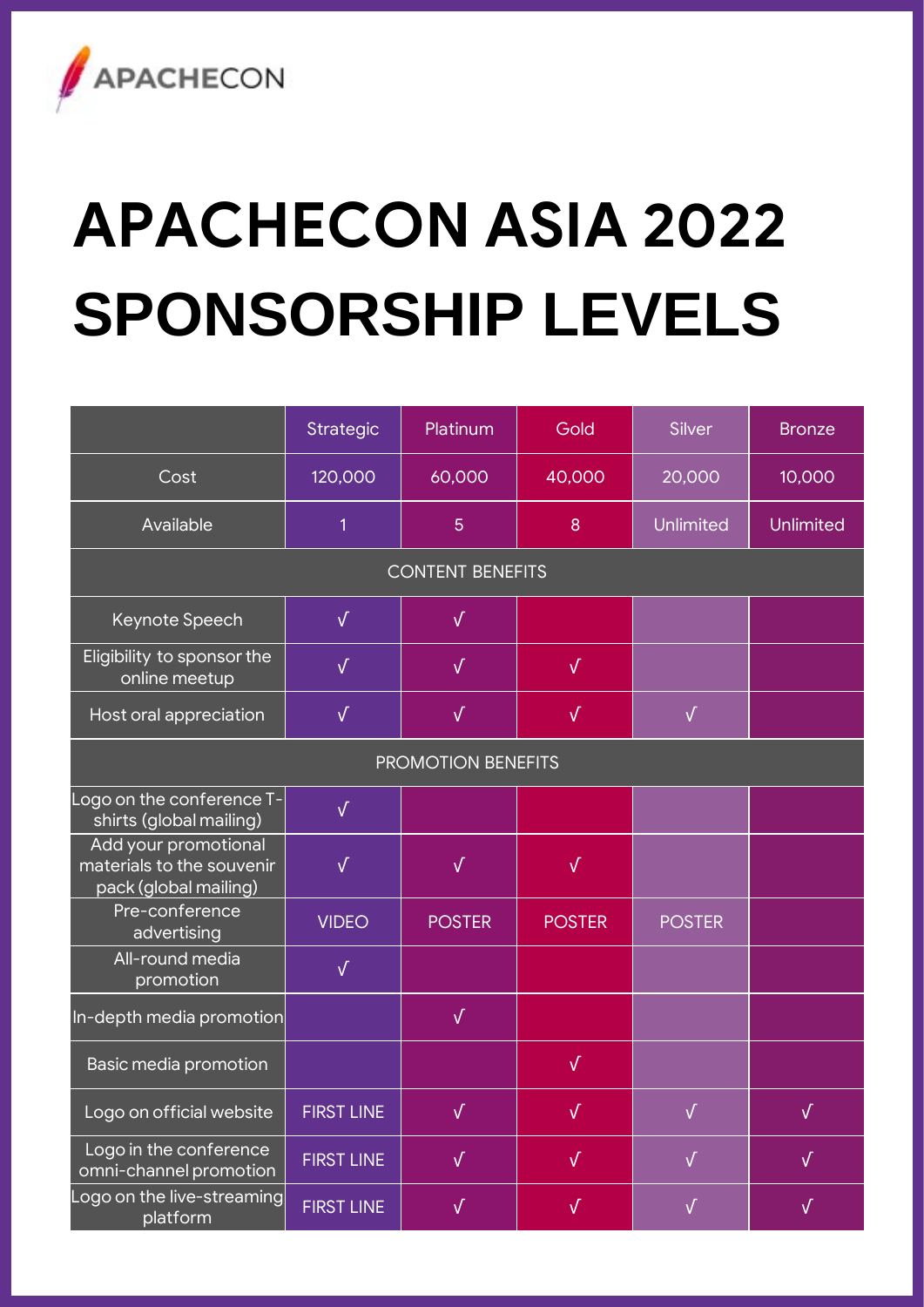APACHECON

# APACHECON ASIA 2022 SPONSORSHIP LEVELS

| | Strategic | Platinum | Gold | Silver | Bronze |
|---|---|---|---|---|---|
| Cost | 120,000 | 60,000 | 40,000 | 20,000 | 10,000 |
| Available | 1 | 5 | 8 | Unlimited | Unlimited |
| CONTENT BENEFITS | | | | | |
| Keynote Speech | √ | √ | | | |
| Eligibility to sponsor the online meetup | √ | √ | √ | | |
| Host oral appreciation | √ | √ | √ | √ | |
| PROMOTION BENEFITS | | | | | |
| Logo on the conference T-shirts (global mailing) | √ | | | | |
| Add your promotional materials to the souvenir pack (global mailing) | √ | √ | √ | | |
| Pre-conference advertising | VIDEO | POSTER | POSTER | POSTER | |
| All-round media promotion | √ | | | | |
| In-depth media promotion | | √ | | | |
| Basic media promotion | | | √ | | |
| Logo on official website | FIRST LINE | √ | √ | √ | √ |
| Logo in the conference omni-channel promotion | FIRST LINE | √ | √ | √ | √ |
| Logo on the live-streaming platform | FIRST LINE | √ | √ | √ | √ |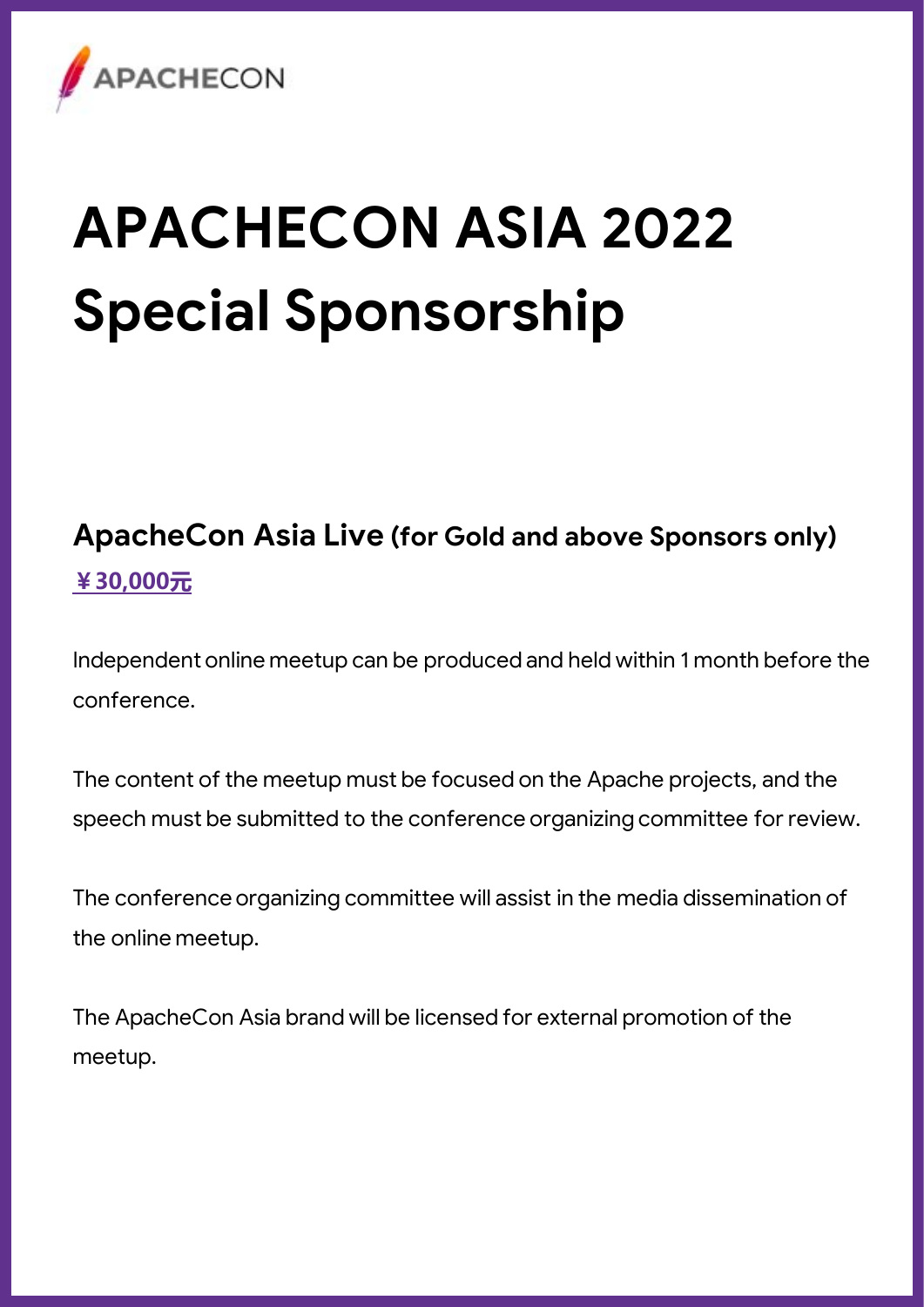APACHECON

# APACHECON ASIA 2022 Special Sponsorship

## ApacheCon Asia Live (for Gold and above Sponsors only)

**¥30,000元**

Independent online meetup can be produced and held within 1 month before the conference.

The content of the meetup must be focused on the Apache projects, and the speech must be submitted to the conference organizing committee for review.

The conference organizing committee will assist in the media dissemination of the online meetup.

The ApacheCon Asia brand will be licensed for external promotion of the meetup.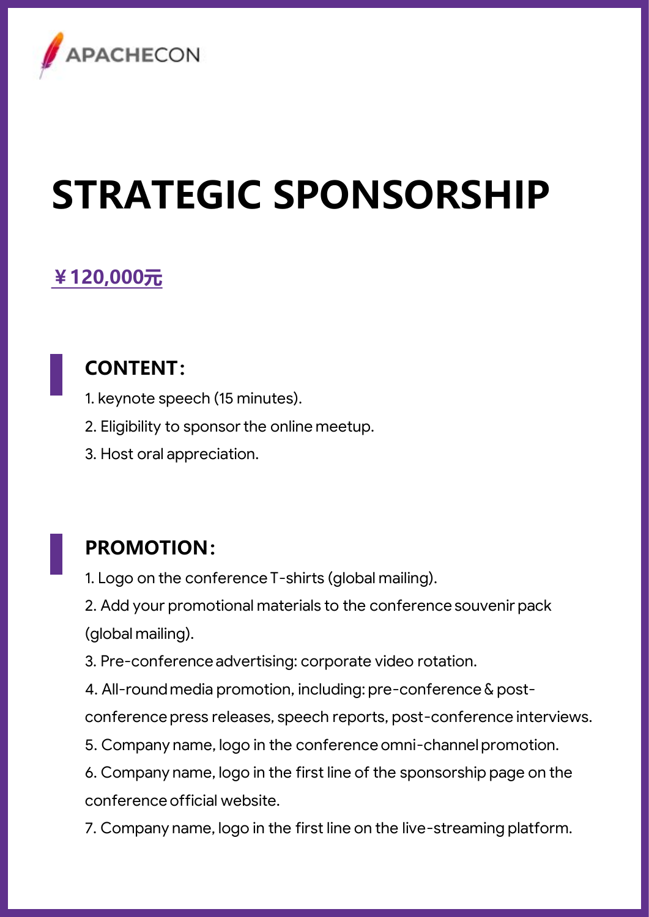APACHECON

# STRATEGIC SPONSORSHIP

**￥120,000元**

## CONTENT：

1. keynote speech (15 minutes).
2. Eligibility to sponsor the online meetup.
3. Host oral appreciation.

## PROMOTION：

1. Logo on the conference T-shirts (global mailing).
2. Add your promotional materials to the conference souvenir pack (global mailing).
3. Pre-conference advertising: corporate video rotation.
4. All-round media promotion, including: pre-conference & post-conference press releases, speech reports, post-conference interviews.
5. Company name, logo in the conference omni-channel promotion.
6. Company name, logo in the first line of the sponsorship page on the conference official website.
7. Company name, logo in the first line on the live-streaming platform.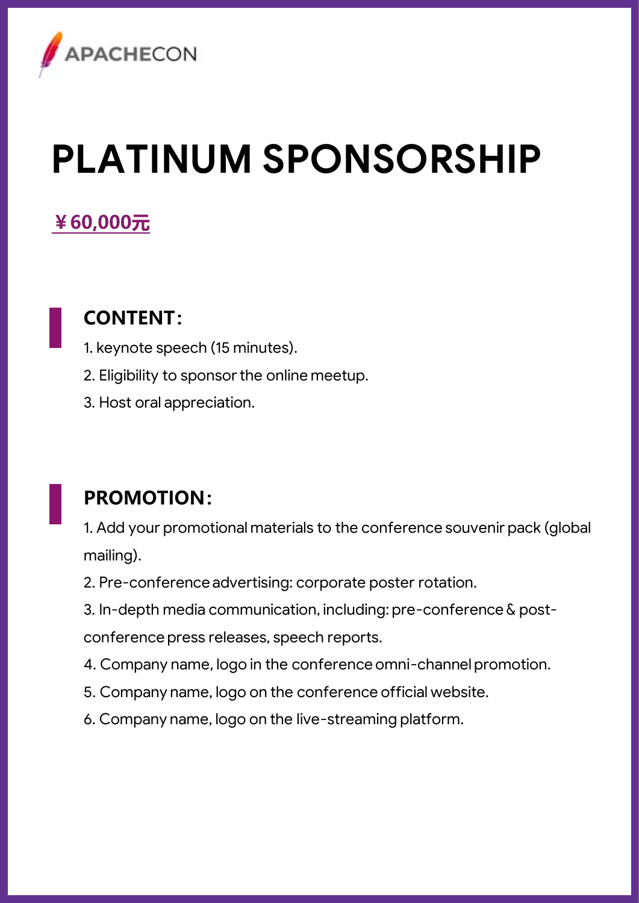APACHECON

# PLATINUM SPONSORSHIP

**￥60,000元**

## CONTENT：

1. keynote speech (15 minutes).
2. Eligibility to sponsor the online meetup.
3. Host oral appreciation.

## PROMOTION：

1. Add your promotional materials to the conference souvenir pack (global mailing).
2. Pre-conference advertising: corporate poster rotation.
3. In-depth media communication, including: pre-conference & post-conference press releases, speech reports.
4. Company name, logo in the conference omni-channel promotion.
5. Company name, logo on the conference official website.
6. Company name, logo on the live-streaming platform.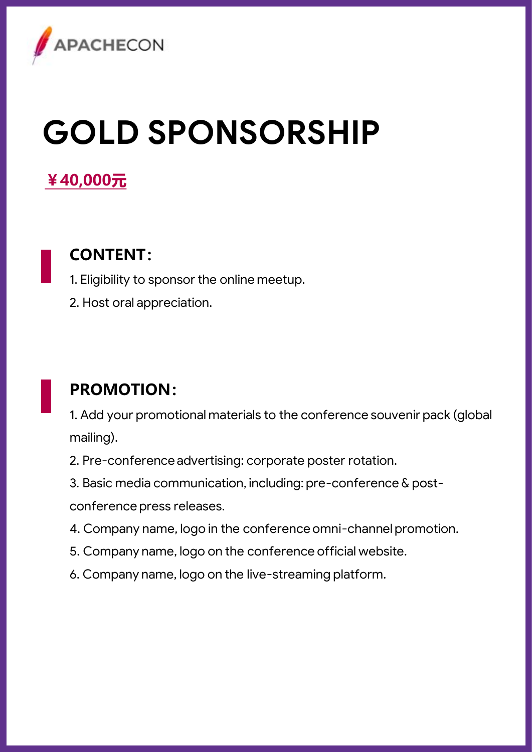APACHECON

# GOLD SPONSORSHIP

**¥40,000元**

## CONTENT：

1. Eligibility to sponsor the online meetup.
2. Host oral appreciation.

## PROMOTION：

1. Add your promotional materials to the conference souvenir pack (global mailing).
2. Pre-conference advertising: corporate poster rotation.
3. Basic media communication, including: pre-conference & post-conference press releases.
4. Company name, logo in the conference omni-channel promotion.
5. Company name, logo on the conference official website.
6. Company name, logo on the live-streaming platform.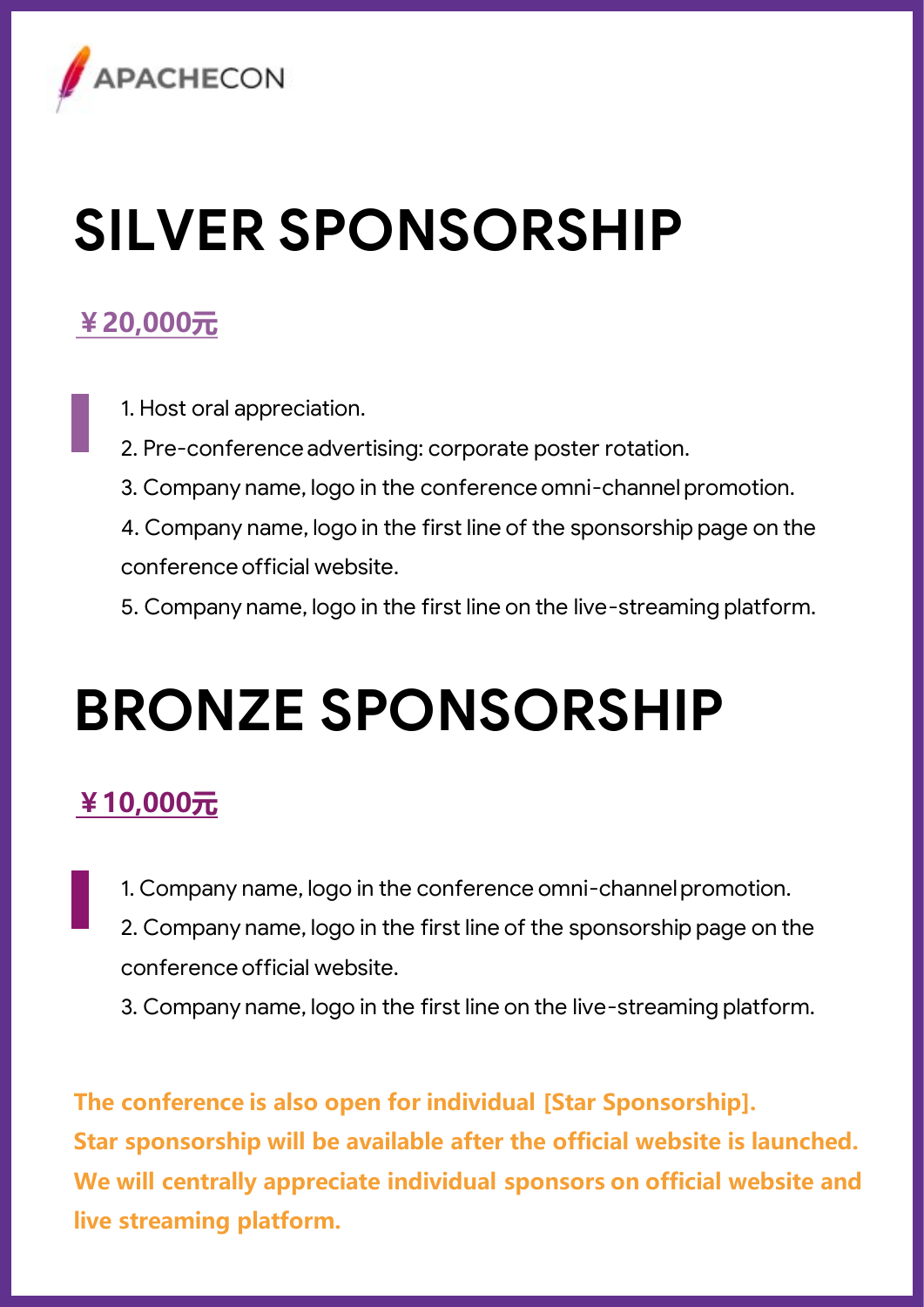APACHECON

# SILVER SPONSORSHIP

**¥20,000元**

1. Host oral appreciation.
2. Pre-conference advertising: corporate poster rotation.
3. Company name, logo in the conference omni-channel promotion.
4. Company name, logo in the first line of the sponsorship page on the conference official website.
5. Company name, logo in the first line on the live-streaming platform.

# BRONZE SPONSORSHIP

**¥10,000元**

1. Company name, logo in the conference omni-channel promotion.
2. Company name, logo in the first line of the sponsorship page on the conference official website.
3. Company name, logo in the first line on the live-streaming platform.

**The conference is also open for individual [Star Sponsorship].**
**Star sponsorship will be available after the official website is launched.**
**We will centrally appreciate individual sponsors on official website and live streaming platform.**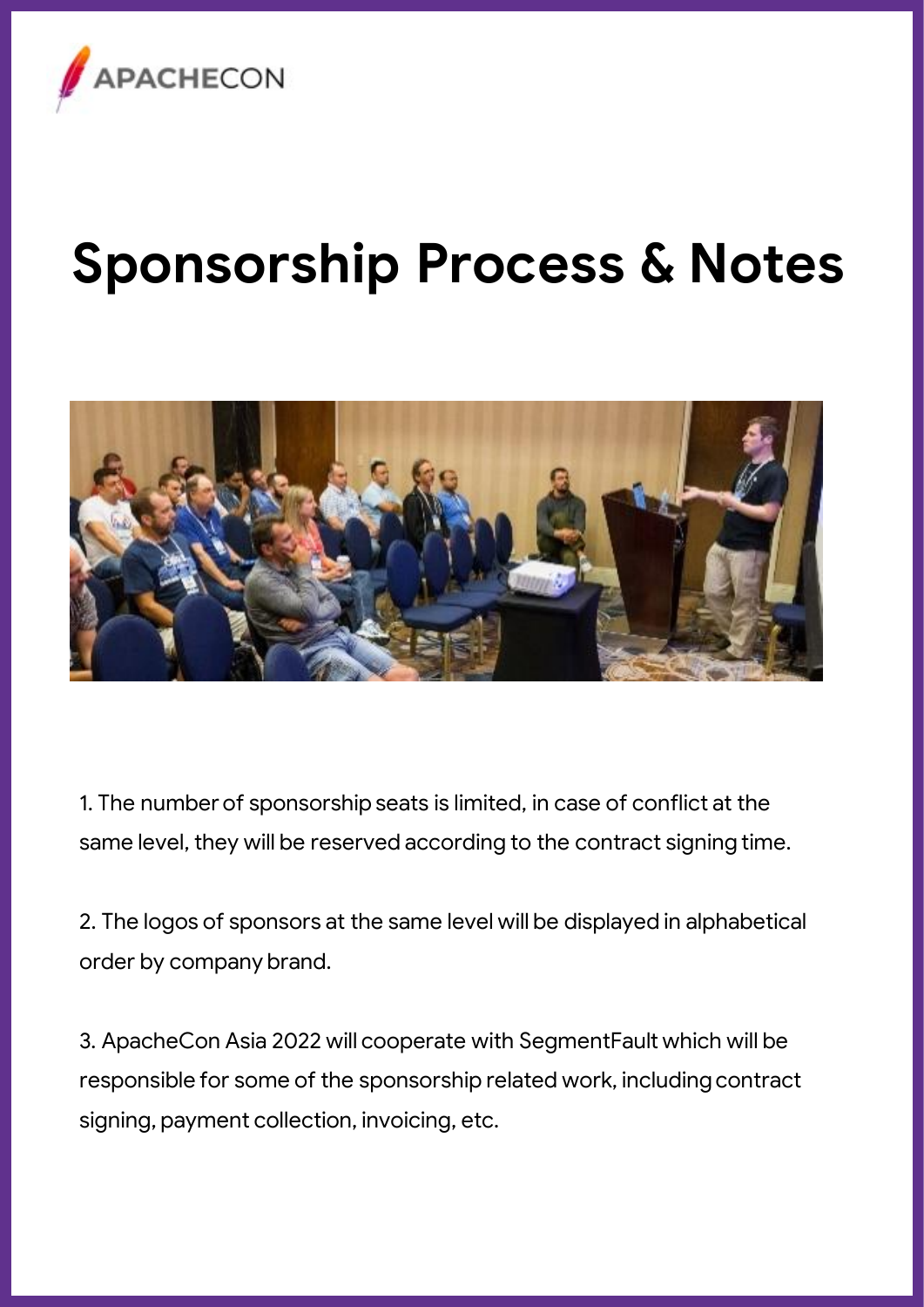# Sponsorship Process & Notes

1. The number of sponsorship seats is limited, in case of conflict at the same level, they will be reserved according to the contract signing time.

2. The logos of sponsors at the same level will be displayed in alphabetical order by company brand.

3. ApacheCon Asia 2022 will cooperate with SegmentFault which will be responsible for some of the sponsorship related work, including contract signing, payment collection, invoicing, etc.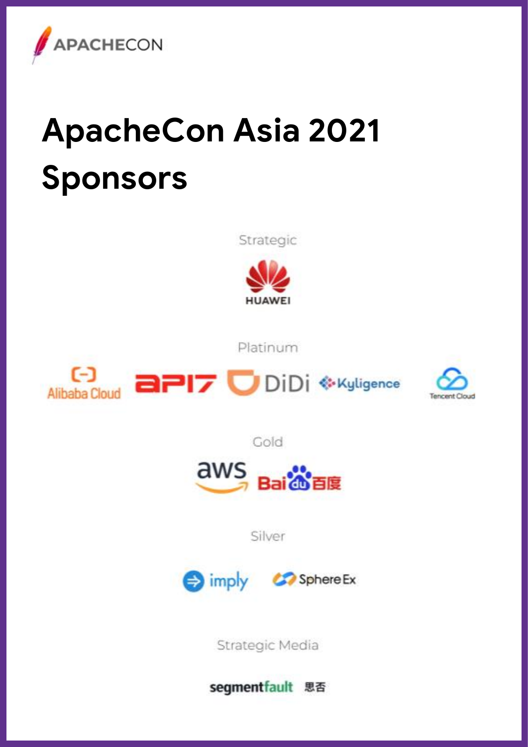# ApacheCon Asia 2021 Sponsors

Strategic

HUAWEI

Platinum

Alibaba Cloud

API7

DiDi

Kyligence

Tencent Cloud

Gold

aws

Bai du 百度

Silver

imply

SphereEx

Strategic Media

segmentfault 思否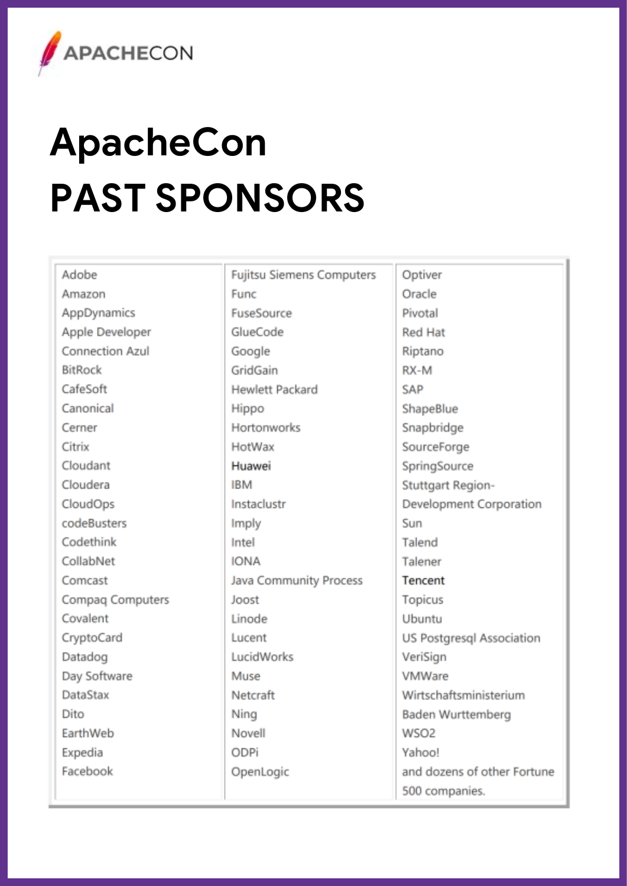APACHECON

# ApacheCon
# PAST SPONSORS

| | | |
|---|---|---|
| Adobe | Fujitsu Siemens Computers | Optiver |
| Amazon | Func | Oracle |
| AppDynamics | FuseSource | Pivotal |
| Apple Developer | GlueCode | Red Hat |
| Connection Azul | Google | Riptano |
| BitRock | GridGain | RX-M |
| CafeSoft | Hewlett Packard | SAP |
| Canonical | Hippo | ShapeBlue |
| Cerner | Hortonworks | Snapbridge |
| Citrix | HotWax | SourceForge |
| Cloudant | Huawei | SpringSource |
| Cloudera | IBM | Stuttgart Region-Development Corporation |
| CloudOps | Instaclustr | Sun |
| codeBusters | Imply | Talend |
| Codethink | Intel | Talener |
| CollabNet | IONA | Tencent |
| Comcast | Java Community Process | Topicus |
| Compaq Computers | Joost | Ubuntu |
| Covalent | Linode | US Postgresql Association |
| CryptoCard | Lucent | VeriSign |
| Datadog | LucidWorks | VMWare |
| Day Software | Muse | Wirtschaftsministerium Baden Wurttemberg |
| DataStax | Netcraft | WSO2 |
| Dito | Ning | Yahoo! |
| EarthWeb | Novell | and dozens of other Fortune 500 companies. |
| Expedia | ODPi | |
| Facebook | OpenLogic | |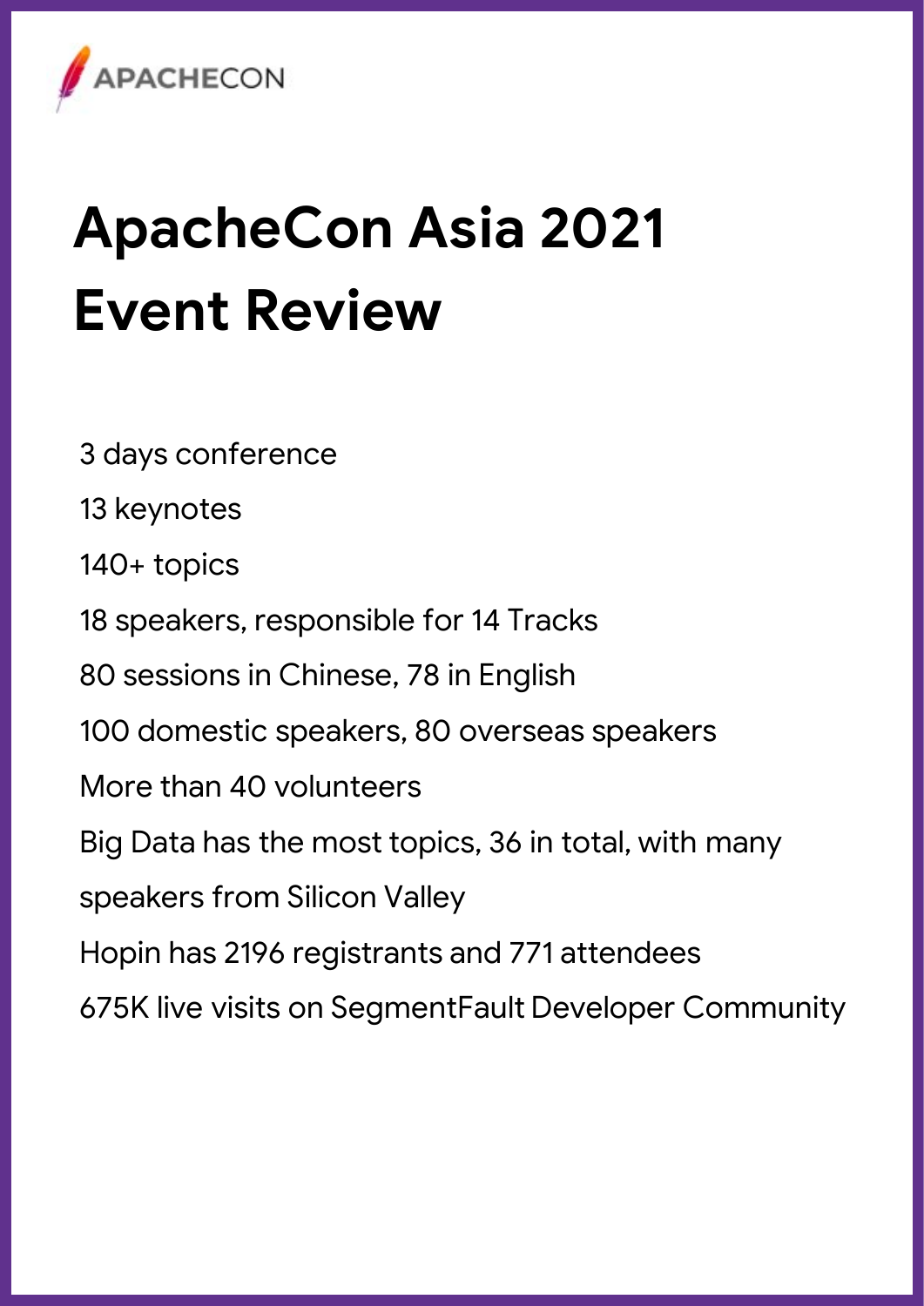APACHECON

# ApacheCon Asia 2021 Event Review

3 days conference

13 keynotes

140+ topics

18 speakers, responsible for 14 Tracks

80 sessions in Chinese, 78 in English

100 domestic speakers, 80 overseas speakers

More than 40 volunteers

Big Data has the most topics, 36 in total, with many speakers from Silicon Valley

Hopin has 2196 registrants and 771 attendees

675K live visits on SegmentFault Developer Community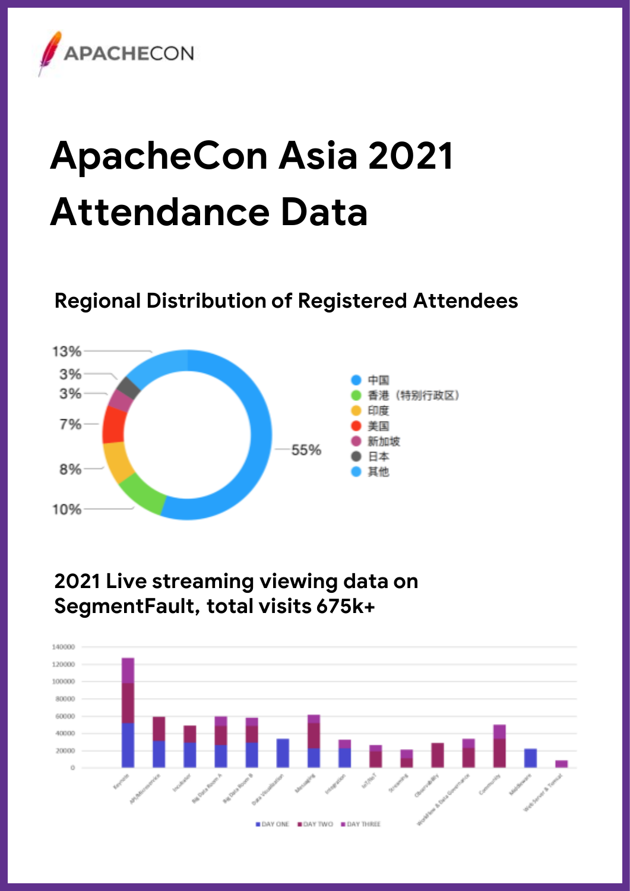APACHECON

# ApacheCon Asia 2021 Attendance Data

## Regional Distribution of Registered Attendees

- 中国: 55%
- 香港（特别行政区）: 10%
- 印度: 8%
- 美国: 7%
- 新加坡: 3%
- 日本: 3%
- 其他: 13%

## 2021 Live streaming viewing data on SegmentFault, total visits 675k+

Tracks: Keynote, API/Microservice, Incubator, Big Data Room A, Big Data Room B, Data Visualization, Messaging, Integration, IoT/IIoT, Streaming, Observability, Workflow & Data Governance, Community, Middleware, Web Server & Tomcat

Legend: DAY ONE, DAY TWO, DAY THREE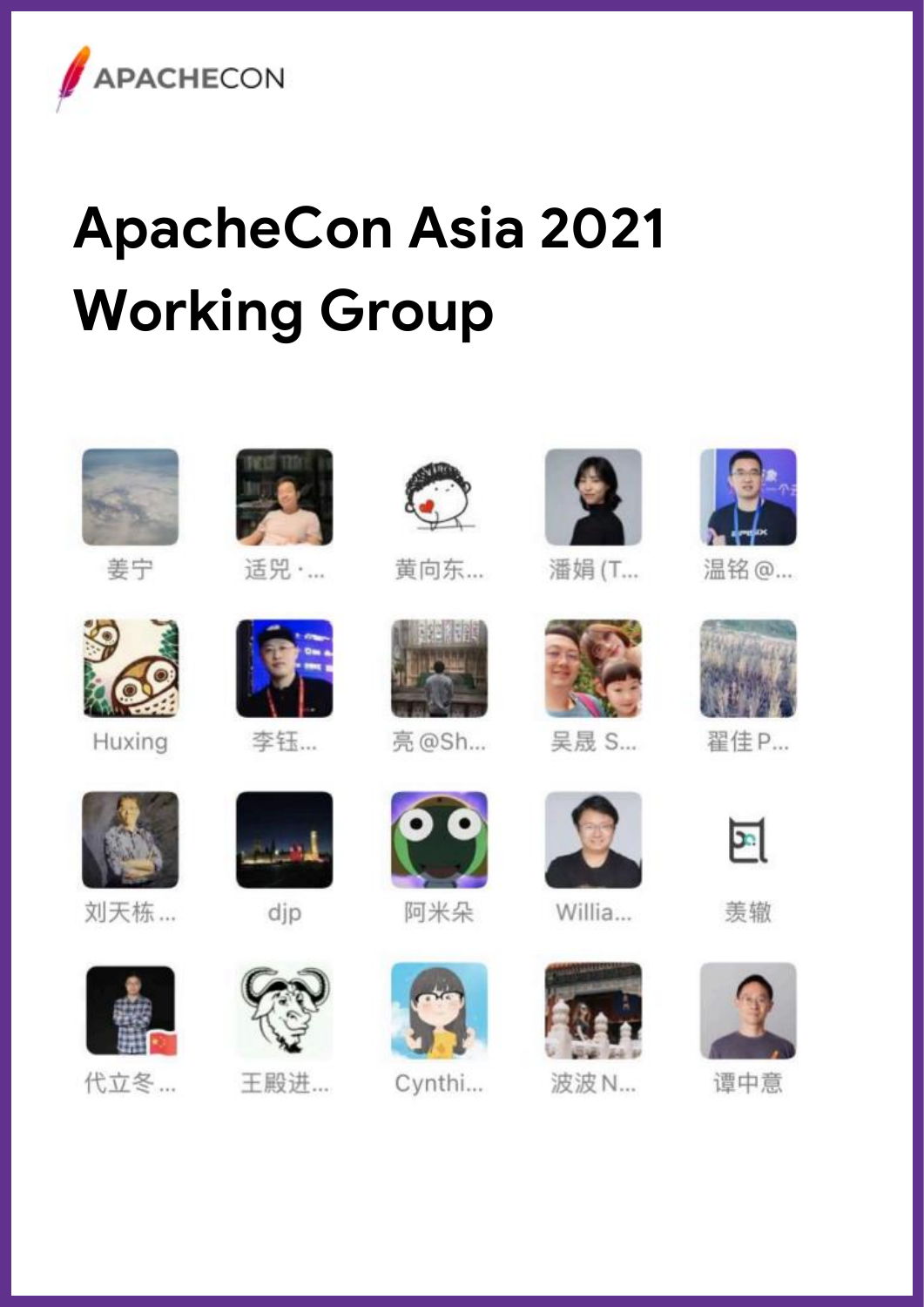APACHECON

# ApacheCon Asia 2021 Working Group

姜宁

适兕 ·...

黄向东...

潘娟 (T...

温铭 @...

Huxing

李钰...

亮 @Sh...

吴晟 S...

翟佳 P...

刘天栋 ...

djp

阿米朵

Willia...

羡辙

代立冬 ...

王殿进...

Cynthi...

波波 N...

谭中意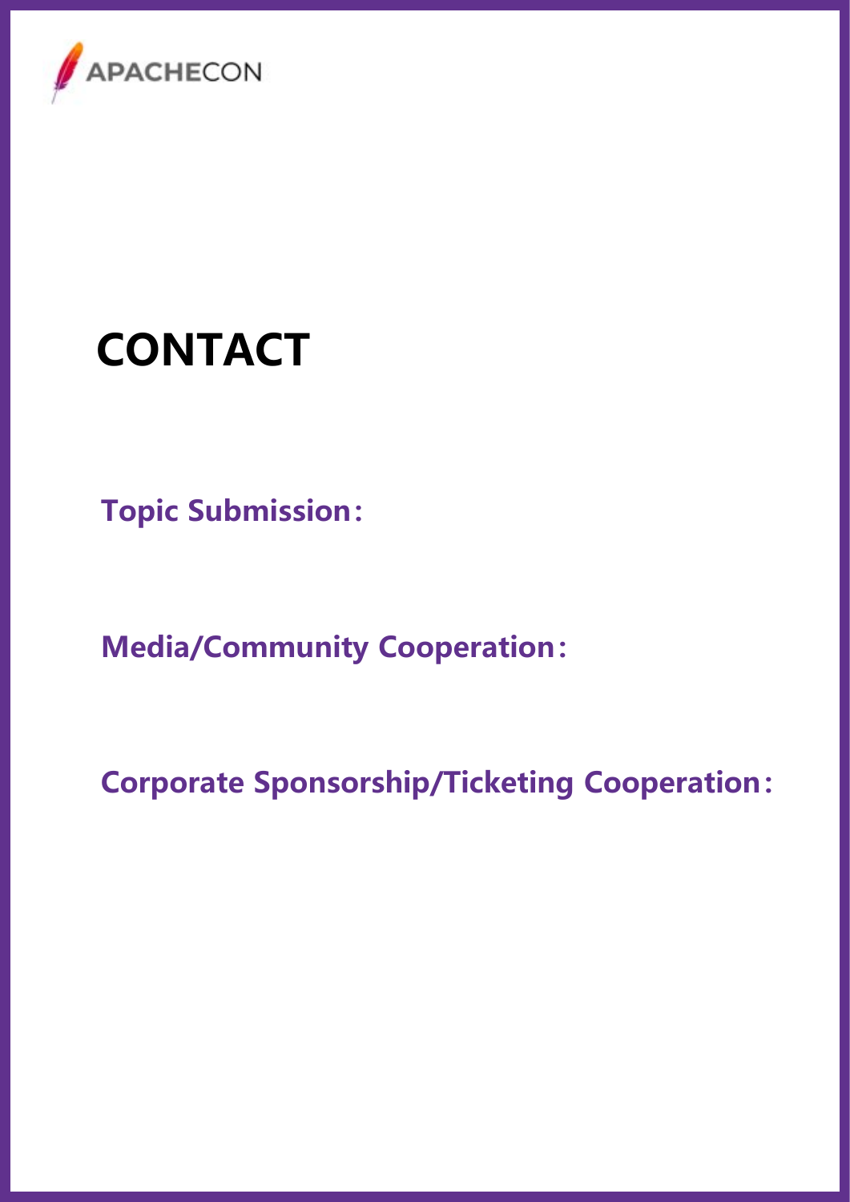APACHECON

# CONTACT

**Topic Submission：**

**Media/Community Cooperation：**

**Corporate Sponsorship/Ticketing Cooperation：**